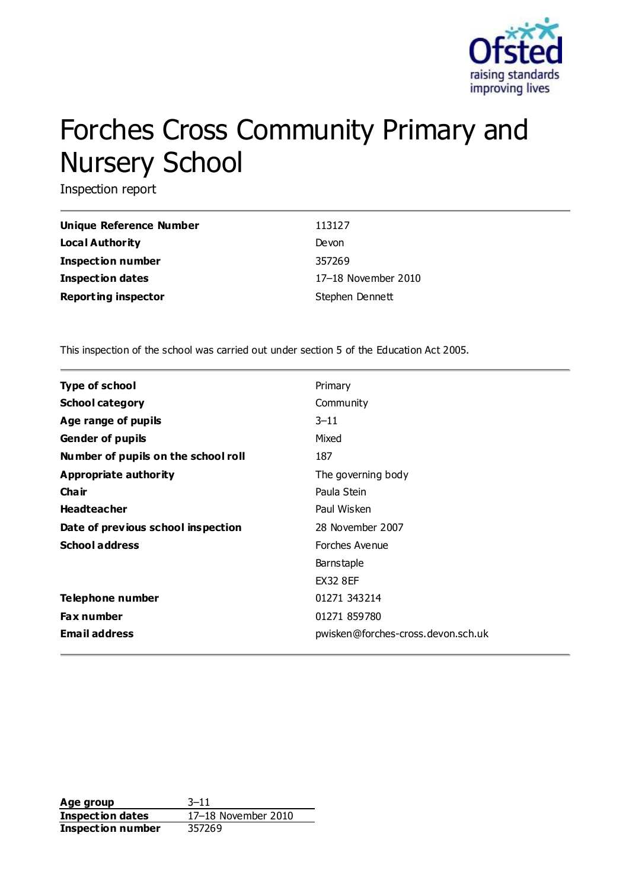# Forches Cross Community Primary and Nursery School

Inspection report

| | |
|---|---|
| **Unique Reference Number** | 113127 |
| **Local Authority** | Devon |
| **Inspection number** | 357269 |
| **Inspection dates** | 17–18 November 2010 |
| **Reporting inspector** | Stephen Dennett |

This inspection of the school was carried out under section 5 of the Education Act 2005.

| | |
|---|---|
| **Type of school** | Primary |
| **School category** | Community |
| **Age range of pupils** | 3–11 |
| **Gender of pupils** | Mixed |
| **Number of pupils on the school roll** | 187 |
| **Appropriate authority** | The governing body |
| **Chair** | Paula Stein |
| **Headteacher** | Paul Wisken |
| **Date of previous school inspection** | 28 November 2007 |
| **School address** | Forches Avenue<br>Barnstaple<br>EX32 8EF |
| **Telephone number** | 01271 343214 |
| **Fax number** | 01271 859780 |
| **Email address** | pwisken@forches-cross.devon.sch.uk |

| | |
|---|---|
| **Age group** | 3–11 |
| **Inspection dates** | 17–18 November 2010 |
| **Inspection number** | 357269 |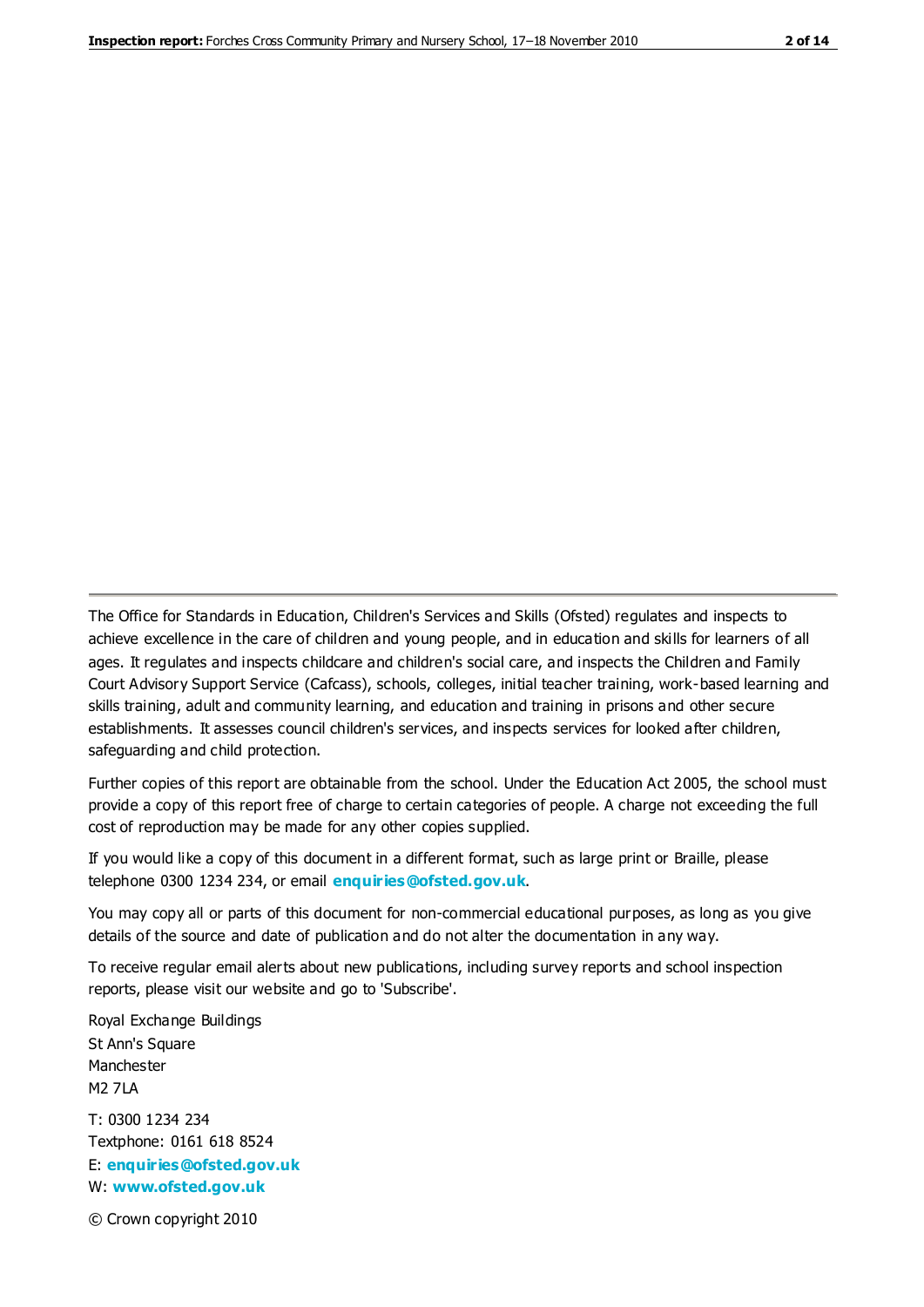The Office for Standards in Education, Children's Services and Skills (Ofsted) regulates and inspects to achieve excellence in the care of children and young people, and in education and skills for learners of all ages. It regulates and inspects childcare and children's social care, and inspects the Children and Family Court Advisory Support Service (Cafcass), schools, colleges, initial teacher training, work-based learning and skills training, adult and community learning, and education and training in prisons and other secure establishments. It assesses council children's services, and inspects services for looked after children, safeguarding and child protection.

Further copies of this report are obtainable from the school. Under the Education Act 2005, the school must provide a copy of this report free of charge to certain categories of people. A charge not exceeding the full cost of reproduction may be made for any other copies supplied.

If you would like a copy of this document in a different format, such as large print or Braille, please telephone 0300 1234 234, or email **enquiries@ofsted.gov.uk**.

You may copy all or parts of this document for non-commercial educational purposes, as long as you give details of the source and date of publication and do not alter the documentation in any way.

To receive regular email alerts about new publications, including survey reports and school inspection reports, please visit our website and go to 'Subscribe'.

Royal Exchange Buildings
St Ann's Square
Manchester
M2 7LA

T: 0300 1234 234
Textphone: 0161 618 8524
E: **enquiries@ofsted.gov.uk**
W: **www.ofsted.gov.uk**

© Crown copyright 2010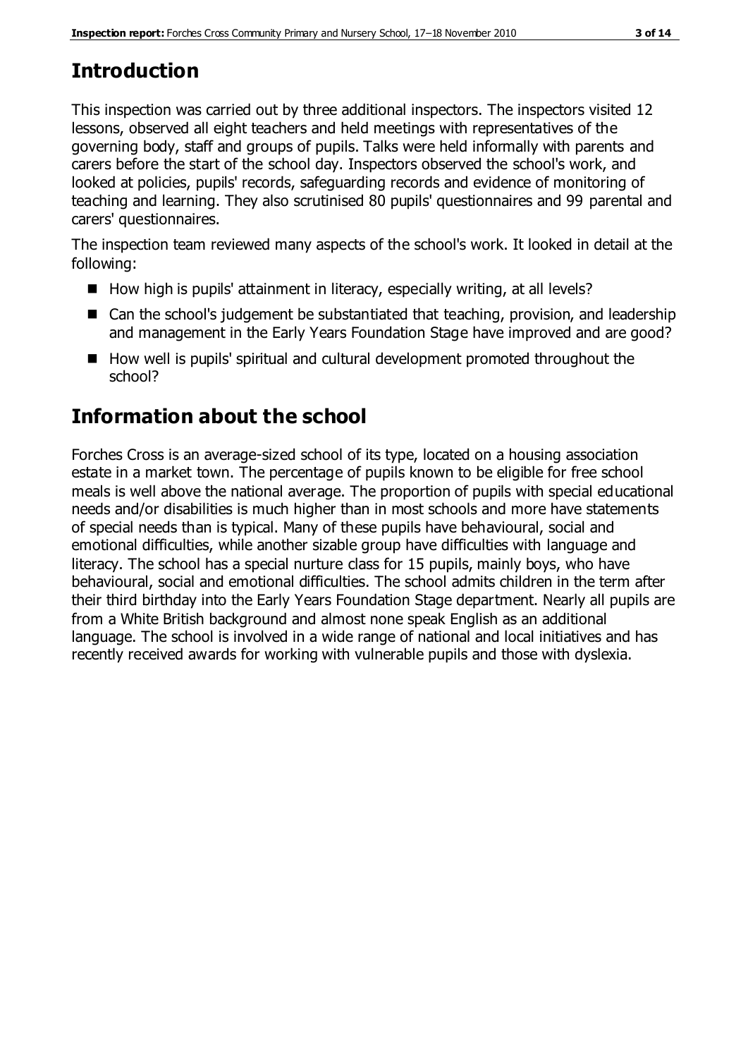# Introduction

This inspection was carried out by three additional inspectors. The inspectors visited 12 lessons, observed all eight teachers and held meetings with representatives of the governing body, staff and groups of pupils. Talks were held informally with parents and carers before the start of the school day. Inspectors observed the school's work, and looked at policies, pupils' records, safeguarding records and evidence of monitoring of teaching and learning. They also scrutinised 80 pupils' questionnaires and 99 parental and carers' questionnaires.

The inspection team reviewed many aspects of the school's work. It looked in detail at the following:

- How high is pupils' attainment in literacy, especially writing, at all levels?
- Can the school's judgement be substantiated that teaching, provision, and leadership and management in the Early Years Foundation Stage have improved and are good?
- How well is pupils' spiritual and cultural development promoted throughout the school?

# Information about the school

Forches Cross is an average-sized school of its type, located on a housing association estate in a market town. The percentage of pupils known to be eligible for free school meals is well above the national average. The proportion of pupils with special educational needs and/or disabilities is much higher than in most schools and more have statements of special needs than is typical. Many of these pupils have behavioural, social and emotional difficulties, while another sizable group have difficulties with language and literacy. The school has a special nurture class for 15 pupils, mainly boys, who have behavioural, social and emotional difficulties. The school admits children in the term after their third birthday into the Early Years Foundation Stage department. Nearly all pupils are from a White British background and almost none speak English as an additional language. The school is involved in a wide range of national and local initiatives and has recently received awards for working with vulnerable pupils and those with dyslexia.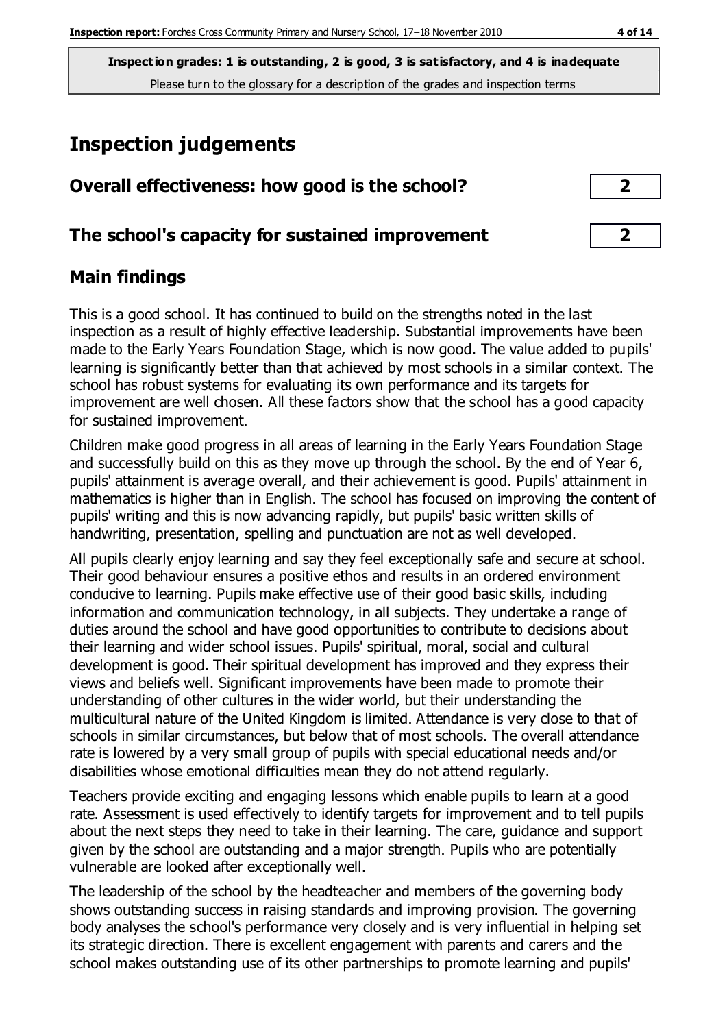**Inspection grades: 1 is outstanding, 2 is good, 3 is satisfactory, and 4 is inadequate**
Please turn to the glossary for a description of the grades and inspection terms

## Inspection judgements

| | |
|---|---|
| **Overall effectiveness: how good is the school?** | **2** |
| **The school's capacity for sustained improvement** | **2** |

### Main findings

This is a good school. It has continued to build on the strengths noted in the last inspection as a result of highly effective leadership. Substantial improvements have been made to the Early Years Foundation Stage, which is now good. The value added to pupils' learning is significantly better than that achieved by most schools in a similar context. The school has robust systems for evaluating its own performance and its targets for improvement are well chosen. All these factors show that the school has a good capacity for sustained improvement.

Children make good progress in all areas of learning in the Early Years Foundation Stage and successfully build on this as they move up through the school. By the end of Year 6, pupils' attainment is average overall, and their achievement is good. Pupils' attainment in mathematics is higher than in English. The school has focused on improving the content of pupils' writing and this is now advancing rapidly, but pupils' basic written skills of handwriting, presentation, spelling and punctuation are not as well developed.

All pupils clearly enjoy learning and say they feel exceptionally safe and secure at school. Their good behaviour ensures a positive ethos and results in an ordered environment conducive to learning. Pupils make effective use of their good basic skills, including information and communication technology, in all subjects. They undertake a range of duties around the school and have good opportunities to contribute to decisions about their learning and wider school issues. Pupils' spiritual, moral, social and cultural development is good. Their spiritual development has improved and they express their views and beliefs well. Significant improvements have been made to promote their understanding of other cultures in the wider world, but their understanding the multicultural nature of the United Kingdom is limited. Attendance is very close to that of schools in similar circumstances, but below that of most schools. The overall attendance rate is lowered by a very small group of pupils with special educational needs and/or disabilities whose emotional difficulties mean they do not attend regularly.

Teachers provide exciting and engaging lessons which enable pupils to learn at a good rate. Assessment is used effectively to identify targets for improvement and to tell pupils about the next steps they need to take in their learning. The care, guidance and support given by the school are outstanding and a major strength. Pupils who are potentially vulnerable are looked after exceptionally well.

The leadership of the school by the headteacher and members of the governing body shows outstanding success in raising standards and improving provision. The governing body analyses the school's performance very closely and is very influential in helping set its strategic direction. There is excellent engagement with parents and carers and the school makes outstanding use of its other partnerships to promote learning and pupils'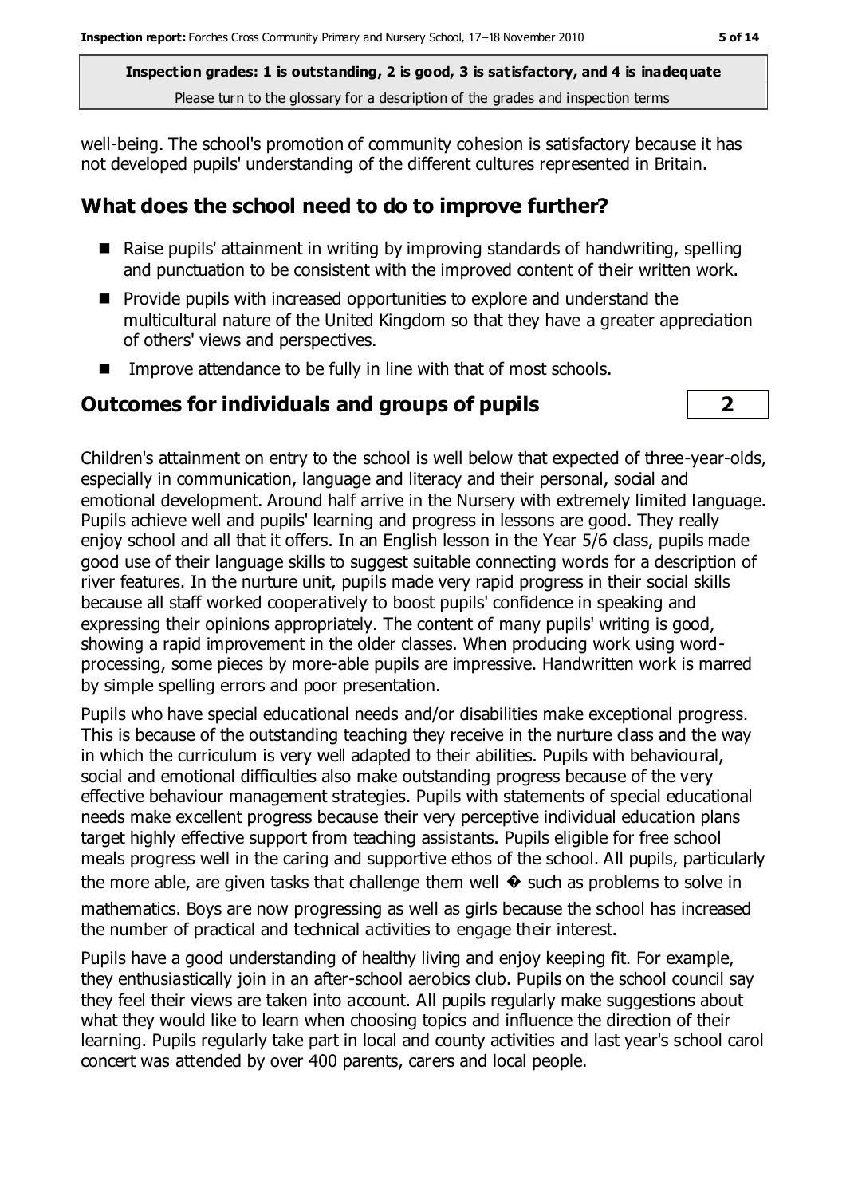well-being. The school's promotion of community cohesion is satisfactory because it has not developed pupils' understanding of the different cultures represented in Britain.

## What does the school need to do to improve further?

- Raise pupils' attainment in writing by improving standards of handwriting, spelling and punctuation to be consistent with the improved content of their written work.
- Provide pupils with increased opportunities to explore and understand the multicultural nature of the United Kingdom so that they have a greater appreciation of others' views and perspectives.
- Improve attendance to be fully in line with that of most schools.

## Outcomes for individuals and groups of pupils — 2

Children's attainment on entry to the school is well below that expected of three-year-olds, especially in communication, language and literacy and their personal, social and emotional development. Around half arrive in the Nursery with extremely limited language. Pupils achieve well and pupils' learning and progress in lessons are good. They really enjoy school and all that it offers. In an English lesson in the Year 5/6 class, pupils made good use of their language skills to suggest suitable connecting words for a description of river features. In the nurture unit, pupils made very rapid progress in their social skills because all staff worked cooperatively to boost pupils' confidence in speaking and expressing their opinions appropriately. The content of many pupils' writing is good, showing a rapid improvement in the older classes. When producing work using word-processing, some pieces by more-able pupils are impressive. Handwritten work is marred by simple spelling errors and poor presentation.

Pupils who have special educational needs and/or disabilities make exceptional progress. This is because of the outstanding teaching they receive in the nurture class and the way in which the curriculum is very well adapted to their abilities. Pupils with behavioural, social and emotional difficulties also make outstanding progress because of the very effective behaviour management strategies. Pupils with statements of special educational needs make excellent progress because their very perceptive individual education plans target highly effective support from teaching assistants. Pupils eligible for free school meals progress well in the caring and supportive ethos of the school. All pupils, particularly the more able, are given tasks that challenge them well � such as problems to solve in mathematics. Boys are now progressing as well as girls because the school has increased the number of practical and technical activities to engage their interest.

Pupils have a good understanding of healthy living and enjoy keeping fit. For example, they enthusiastically join in an after-school aerobics club. Pupils on the school council say they feel their views are taken into account. All pupils regularly make suggestions about what they would like to learn when choosing topics and influence the direction of their learning. Pupils regularly take part in local and county activities and last year's school carol concert was attended by over 400 parents, carers and local people.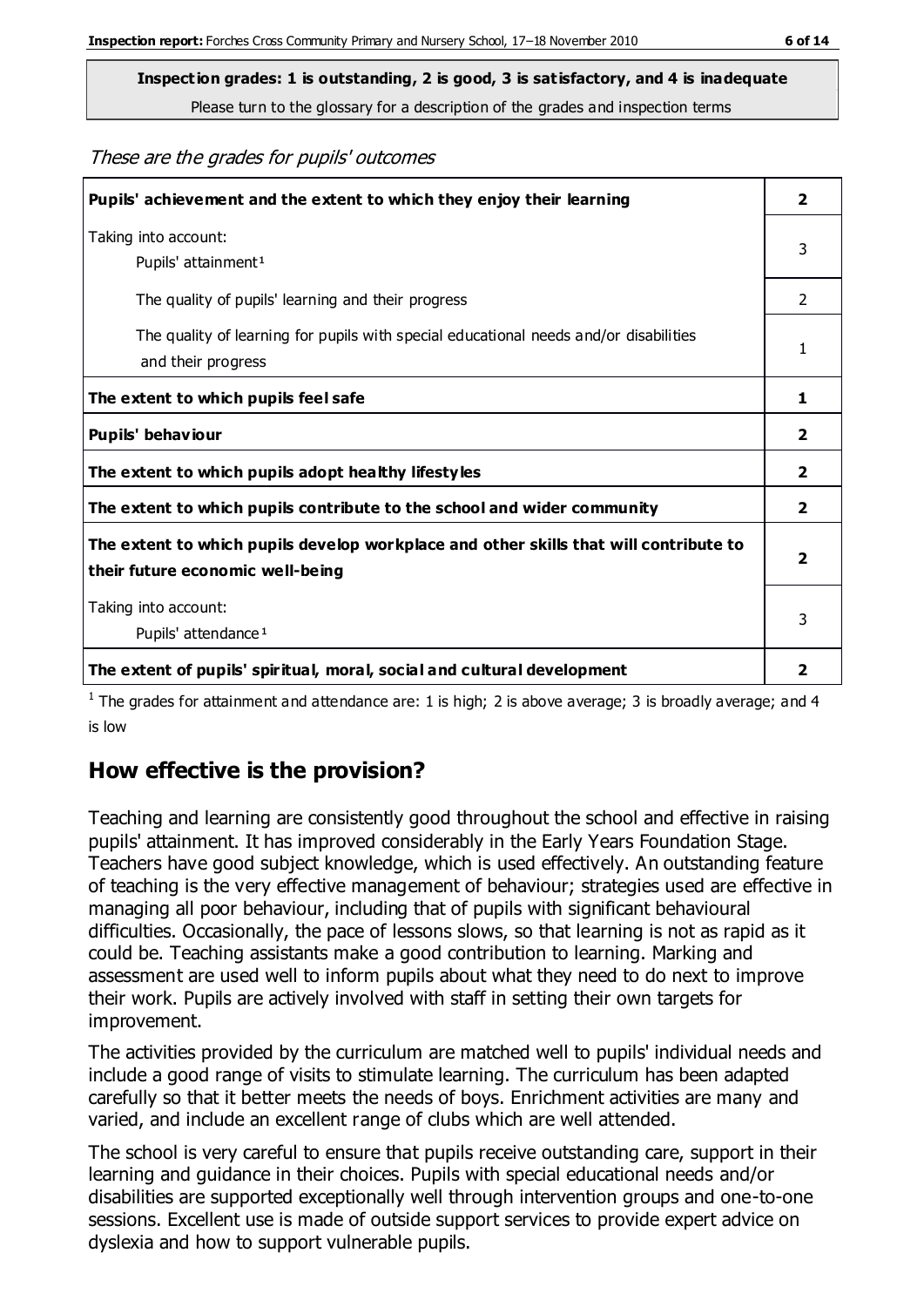**Inspection grades: 1 is outstanding, 2 is good, 3 is satisfactory, and 4 is inadequate**

Please turn to the glossary for a description of the grades and inspection terms

*These are the grades for pupils' outcomes*

| | |
|---|---|
| **Pupils' achievement and the extent to which they enjoy their learning** | **2** |
| Taking into account: Pupils' attainment[1] | 3 |
| The quality of pupils' learning and their progress | 2 |
| The quality of learning for pupils with special educational needs and/or disabilities and their progress | 1 |
| **The extent to which pupils feel safe** | **1** |
| **Pupils' behaviour** | **2** |
| **The extent to which pupils adopt healthy lifestyles** | **2** |
| **The extent to which pupils contribute to the school and wider community** | **2** |
| **The extent to which pupils develop workplace and other skills that will contribute to their future economic well-being** | **2** |
| Taking into account: Pupils' attendance[1] | 3 |
| **The extent of pupils' spiritual, moral, social and cultural development** | **2** |

[1] The grades for attainment and attendance are: 1 is high; 2 is above average; 3 is broadly average; and 4 is low

## How effective is the provision?

Teaching and learning are consistently good throughout the school and effective in raising pupils' attainment. It has improved considerably in the Early Years Foundation Stage. Teachers have good subject knowledge, which is used effectively. An outstanding feature of teaching is the very effective management of behaviour; strategies used are effective in managing all poor behaviour, including that of pupils with significant behavioural difficulties. Occasionally, the pace of lessons slows, so that learning is not as rapid as it could be. Teaching assistants make a good contribution to learning. Marking and assessment are used well to inform pupils about what they need to do next to improve their work. Pupils are actively involved with staff in setting their own targets for improvement.

The activities provided by the curriculum are matched well to pupils' individual needs and include a good range of visits to stimulate learning. The curriculum has been adapted carefully so that it better meets the needs of boys. Enrichment activities are many and varied, and include an excellent range of clubs which are well attended.

The school is very careful to ensure that pupils receive outstanding care, support in their learning and guidance in their choices. Pupils with special educational needs and/or disabilities are supported exceptionally well through intervention groups and one-to-one sessions. Excellent use is made of outside support services to provide expert advice on dyslexia and how to support vulnerable pupils.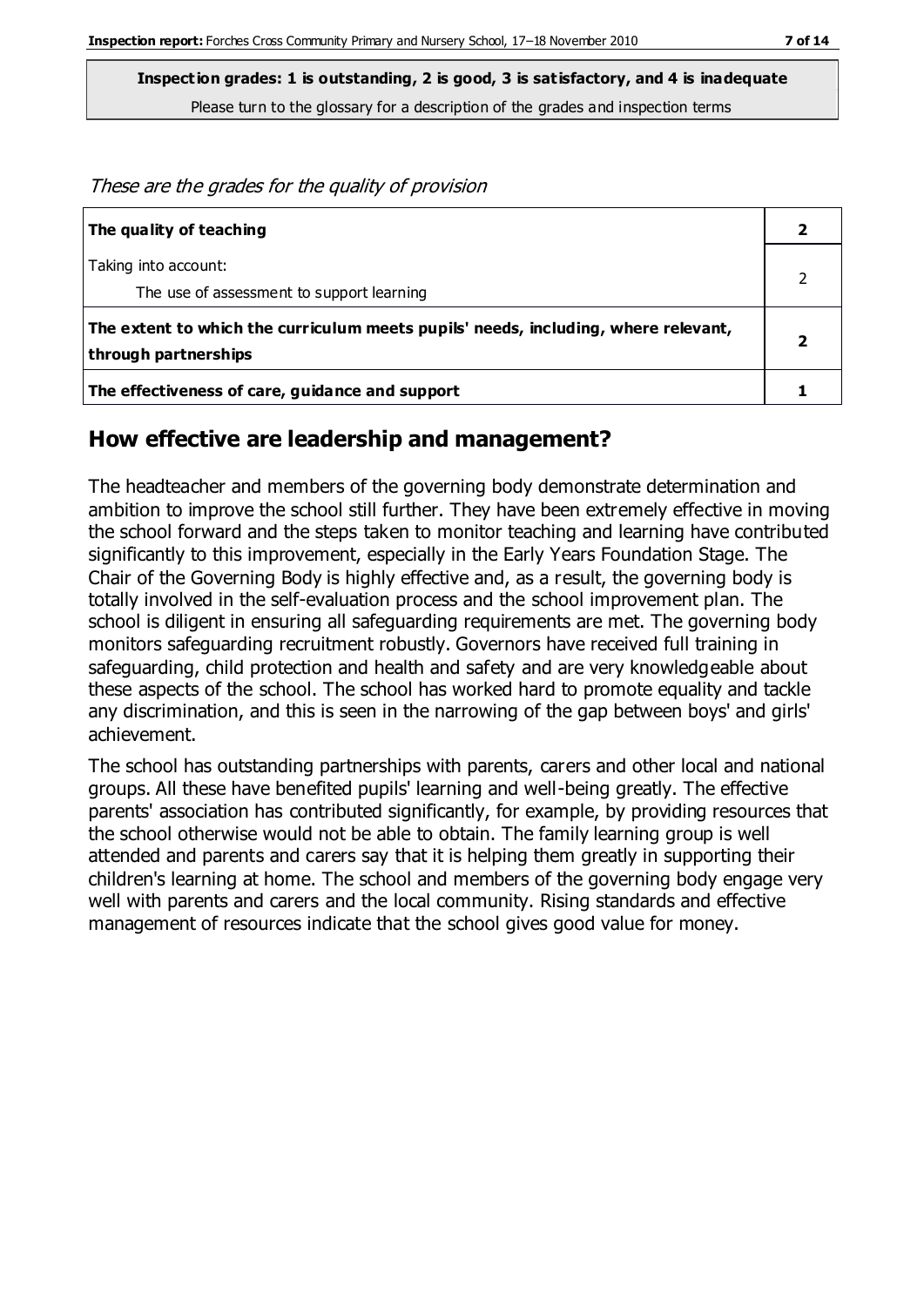**Inspection grades: 1 is outstanding, 2 is good, 3 is satisfactory, and 4 is inadequate**

Please turn to the glossary for a description of the grades and inspection terms

*These are the grades for the quality of provision*

| | |
|---|---|
| **The quality of teaching** | **2** |
| Taking into account:<br>The use of assessment to support learning | 2 |
| **The extent to which the curriculum meets pupils' needs, including, where relevant, through partnerships** | **2** |
| **The effectiveness of care, guidance and support** | **1** |

## How effective are leadership and management?

The headteacher and members of the governing body demonstrate determination and ambition to improve the school still further. They have been extremely effective in moving the school forward and the steps taken to monitor teaching and learning have contributed significantly to this improvement, especially in the Early Years Foundation Stage. The Chair of the Governing Body is highly effective and, as a result, the governing body is totally involved in the self-evaluation process and the school improvement plan. The school is diligent in ensuring all safeguarding requirements are met. The governing body monitors safeguarding recruitment robustly. Governors have received full training in safeguarding, child protection and health and safety and are very knowledgeable about these aspects of the school. The school has worked hard to promote equality and tackle any discrimination, and this is seen in the narrowing of the gap between boys' and girls' achievement.

The school has outstanding partnerships with parents, carers and other local and national groups. All these have benefited pupils' learning and well-being greatly. The effective parents' association has contributed significantly, for example, by providing resources that the school otherwise would not be able to obtain. The family learning group is well attended and parents and carers say that it is helping them greatly in supporting their children's learning at home. The school and members of the governing body engage very well with parents and carers and the local community. Rising standards and effective management of resources indicate that the school gives good value for money.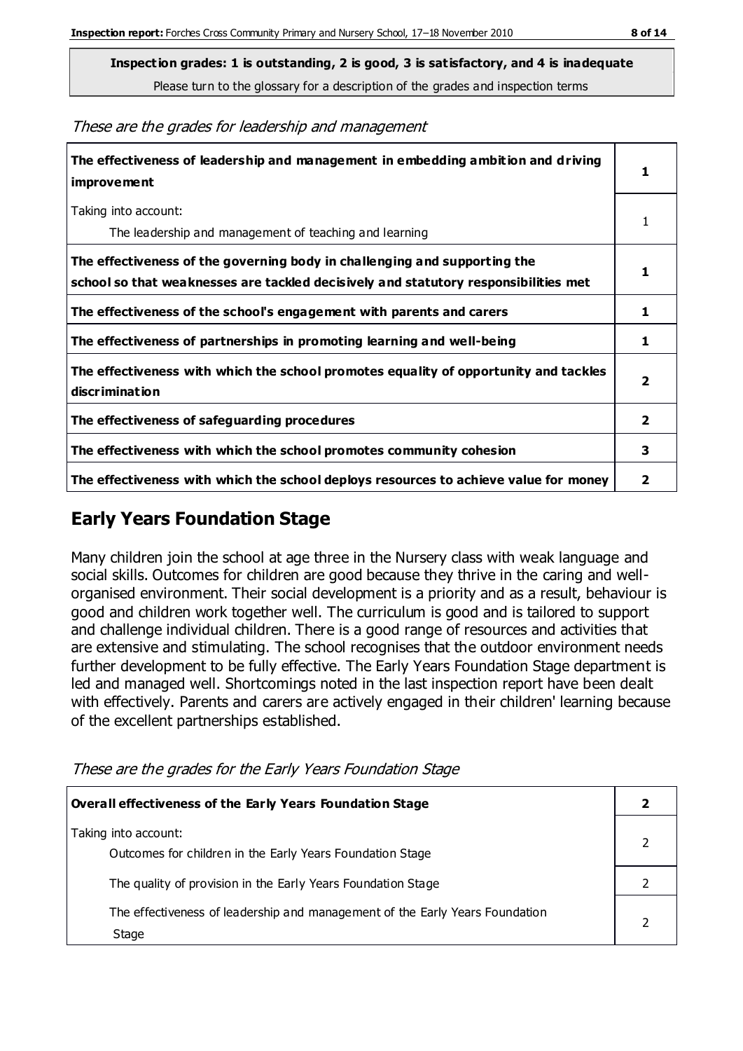**Inspection grades: 1 is outstanding, 2 is good, 3 is satisfactory, and 4 is inadequate**

Please turn to the glossary for a description of the grades and inspection terms

*These are the grades for leadership and management*

| | |
|---|---|
| **The effectiveness of leadership and management in embedding ambition and driving improvement** | **1** |
| Taking into account:<br>The leadership and management of teaching and learning | 1 |
| **The effectiveness of the governing body in challenging and supporting the school so that weaknesses are tackled decisively and statutory responsibilities met** | **1** |
| **The effectiveness of the school's engagement with parents and carers** | **1** |
| **The effectiveness of partnerships in promoting learning and well-being** | **1** |
| **The effectiveness with which the school promotes equality of opportunity and tackles discrimination** | **2** |
| **The effectiveness of safeguarding procedures** | **2** |
| **The effectiveness with which the school promotes community cohesion** | **3** |
| **The effectiveness with which the school deploys resources to achieve value for money** | **2** |

## Early Years Foundation Stage

Many children join the school at age three in the Nursery class with weak language and social skills. Outcomes for children are good because they thrive in the caring and well-organised environment. Their social development is a priority and as a result, behaviour is good and children work together well. The curriculum is good and is tailored to support and challenge individual children. There is a good range of resources and activities that are extensive and stimulating. The school recognises that the outdoor environment needs further development to be fully effective. The Early Years Foundation Stage department is led and managed well. Shortcomings noted in the last inspection report have been dealt with effectively. Parents and carers are actively engaged in their children' learning because of the excellent partnerships established.

*These are the grades for the Early Years Foundation Stage*

| | |
|---|---|
| **Overall effectiveness of the Early Years Foundation Stage** | **2** |
| Taking into account:<br>Outcomes for children in the Early Years Foundation Stage | 2 |
| The quality of provision in the Early Years Foundation Stage | 2 |
| The effectiveness of leadership and management of the Early Years Foundation Stage | 2 |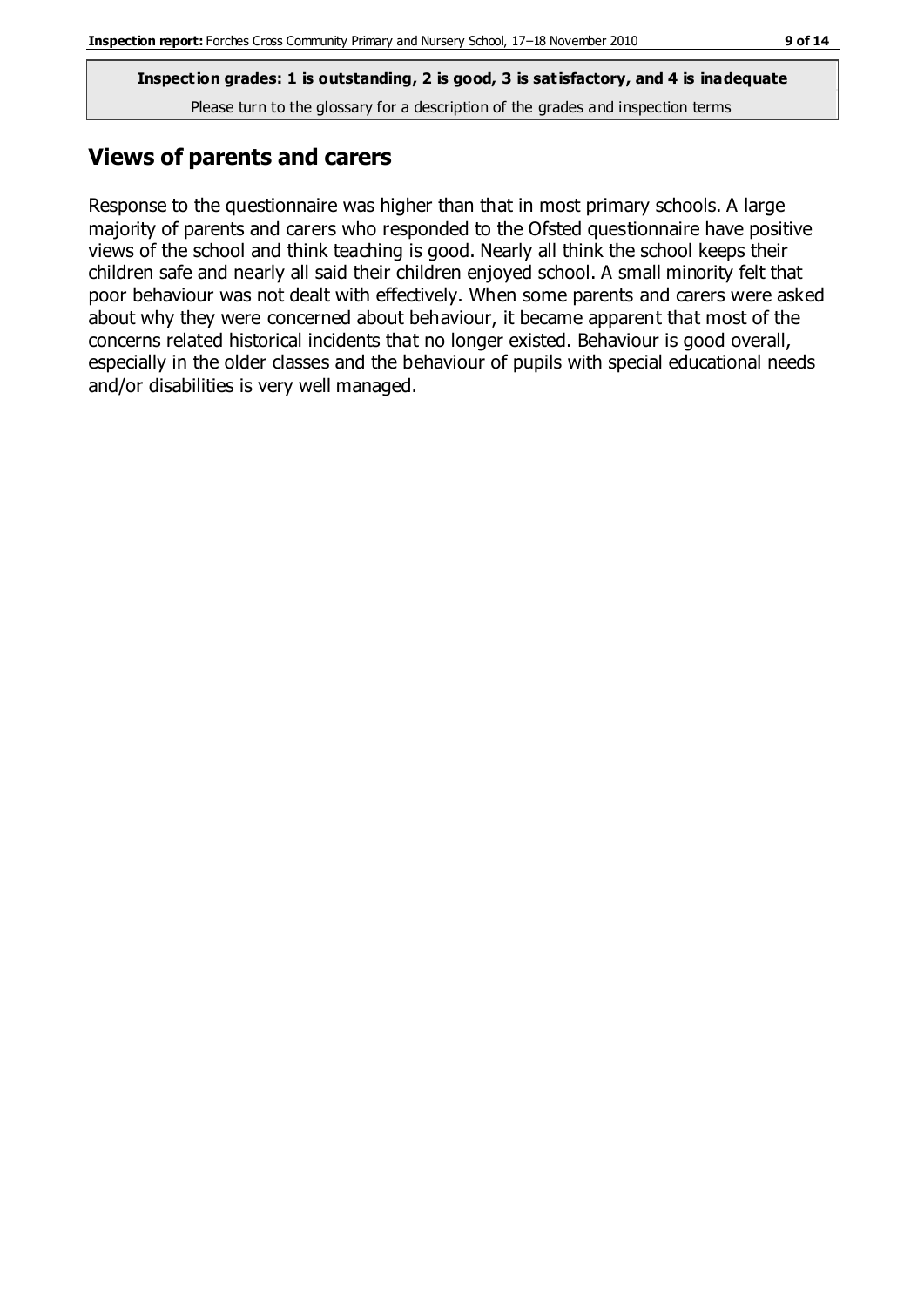**Inspection grades: 1 is outstanding, 2 is good, 3 is satisfactory, and 4 is inadequate**

Please turn to the glossary for a description of the grades and inspection terms

## Views of parents and carers

Response to the questionnaire was higher than that in most primary schools. A large majority of parents and carers who responded to the Ofsted questionnaire have positive views of the school and think teaching is good. Nearly all think the school keeps their children safe and nearly all said their children enjoyed school. A small minority felt that poor behaviour was not dealt with effectively. When some parents and carers were asked about why they were concerned about behaviour, it became apparent that most of the concerns related historical incidents that no longer existed. Behaviour is good overall, especially in the older classes and the behaviour of pupils with special educational needs and/or disabilities is very well managed.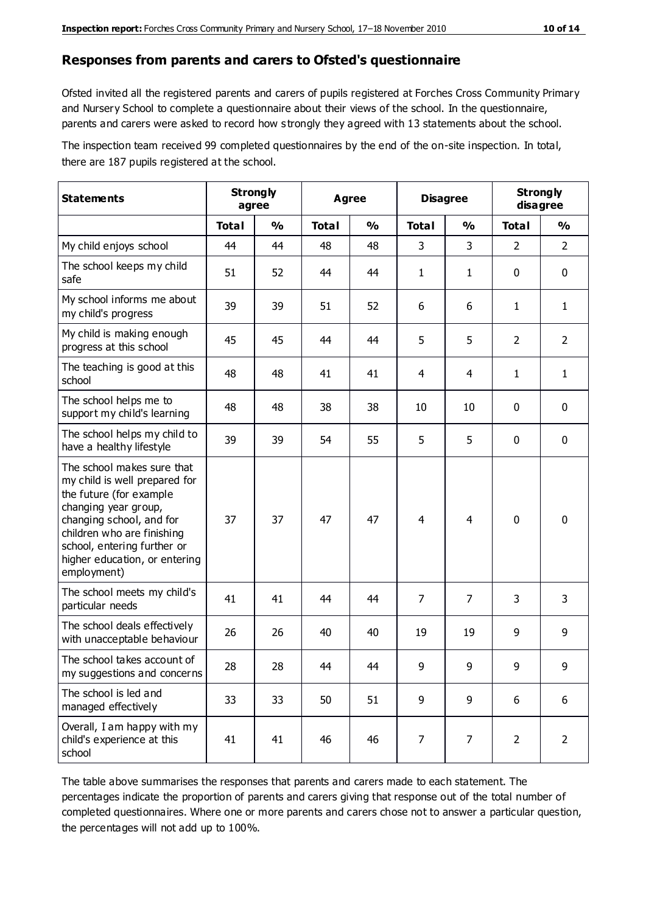## Responses from parents and carers to Ofsted's questionnaire

Ofsted invited all the registered parents and carers of pupils registered at Forches Cross Community Primary and Nursery School to complete a questionnaire about their views of the school. In the questionnaire, parents and carers were asked to record how strongly they agreed with 13 statements about the school.

The inspection team received 99 completed questionnaires by the end of the on-site inspection. In total, there are 187 pupils registered at the school.

| Statements | Strongly agree | | Agree | | Disagree | | Strongly disagree | |
|---|---|---|---|---|---|---|---|---|
| | Total | % | Total | % | Total | % | Total | % |
| My child enjoys school | 44 | 44 | 48 | 48 | 3 | 3 | 2 | 2 |
| The school keeps my child safe | 51 | 52 | 44 | 44 | 1 | 1 | 0 | 0 |
| My school informs me about my child's progress | 39 | 39 | 51 | 52 | 6 | 6 | 1 | 1 |
| My child is making enough progress at this school | 45 | 45 | 44 | 44 | 5 | 5 | 2 | 2 |
| The teaching is good at this school | 48 | 48 | 41 | 41 | 4 | 4 | 1 | 1 |
| The school helps me to support my child's learning | 48 | 48 | 38 | 38 | 10 | 10 | 0 | 0 |
| The school helps my child to have a healthy lifestyle | 39 | 39 | 54 | 55 | 5 | 5 | 0 | 0 |
| The school makes sure that my child is well prepared for the future (for example changing year group, changing school, and for children who are finishing school, entering further or higher education, or entering employment) | 37 | 37 | 47 | 47 | 4 | 4 | 0 | 0 |
| The school meets my child's particular needs | 41 | 41 | 44 | 44 | 7 | 7 | 3 | 3 |
| The school deals effectively with unacceptable behaviour | 26 | 26 | 40 | 40 | 19 | 19 | 9 | 9 |
| The school takes account of my suggestions and concerns | 28 | 28 | 44 | 44 | 9 | 9 | 9 | 9 |
| The school is led and managed effectively | 33 | 33 | 50 | 51 | 9 | 9 | 6 | 6 |
| Overall, I am happy with my child's experience at this school | 41 | 41 | 46 | 46 | 7 | 7 | 2 | 2 |

The table above summarises the responses that parents and carers made to each statement. The percentages indicate the proportion of parents and carers giving that response out of the total number of completed questionnaires. Where one or more parents and carers chose not to answer a particular question, the percentages will not add up to 100%.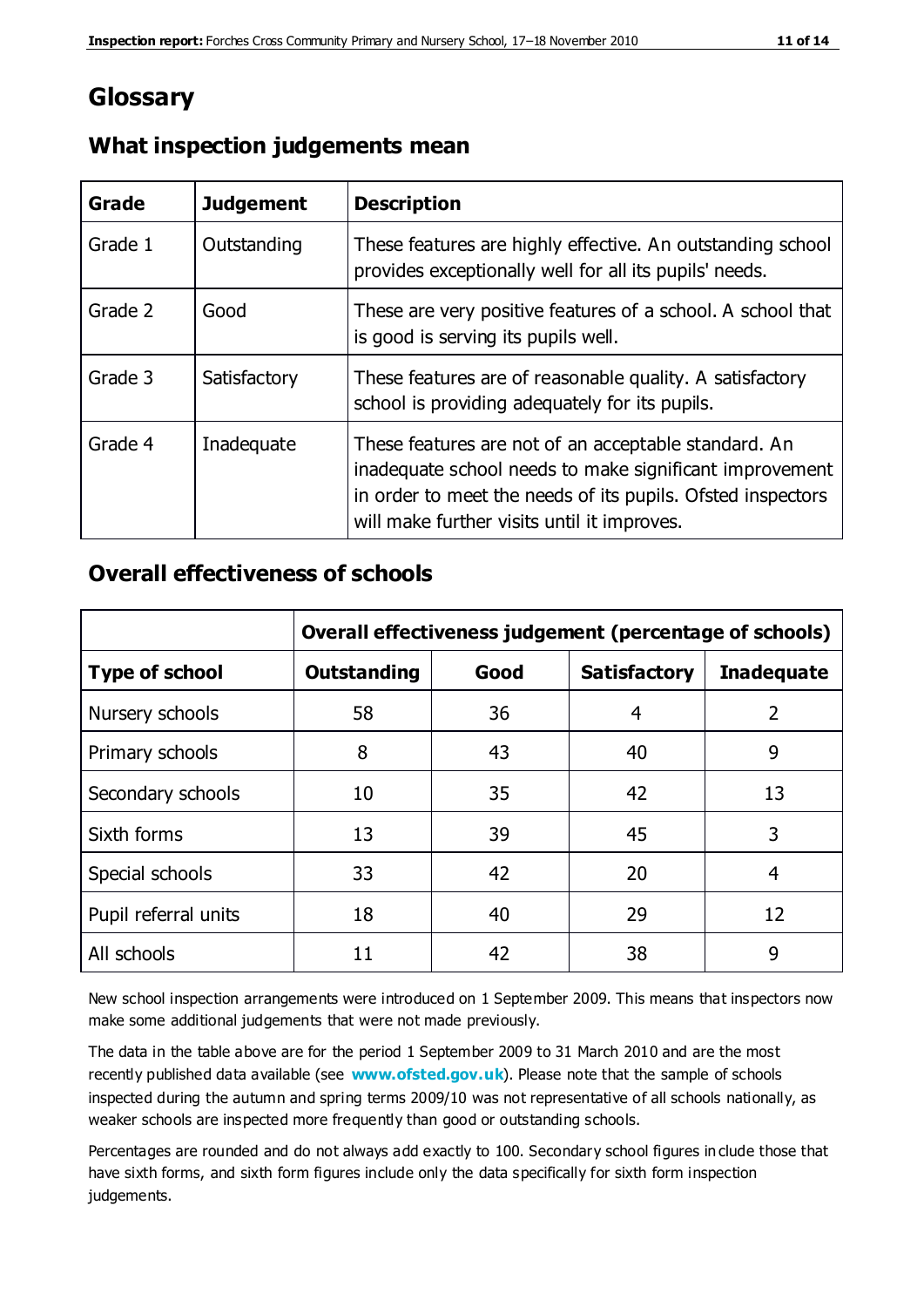# Glossary

## What inspection judgements mean

| Grade | Judgement | Description |
|---|---|---|
| Grade 1 | Outstanding | These features are highly effective. An outstanding school provides exceptionally well for all its pupils' needs. |
| Grade 2 | Good | These are very positive features of a school. A school that is good is serving its pupils well. |
| Grade 3 | Satisfactory | These features are of reasonable quality. A satisfactory school is providing adequately for its pupils. |
| Grade 4 | Inadequate | These features are not of an acceptable standard. An inadequate school needs to make significant improvement in order to meet the needs of its pupils. Ofsted inspectors will make further visits until it improves. |

## Overall effectiveness of schools

| | Overall effectiveness judgement (percentage of schools) | | | |
|---|---|---|---|---|
| **Type of school** | **Outstanding** | **Good** | **Satisfactory** | **Inadequate** |
| Nursery schools | 58 | 36 | 4 | 2 |
| Primary schools | 8 | 43 | 40 | 9 |
| Secondary schools | 10 | 35 | 42 | 13 |
| Sixth forms | 13 | 39 | 45 | 3 |
| Special schools | 33 | 42 | 20 | 4 |
| Pupil referral units | 18 | 40 | 29 | 12 |
| All schools | 11 | 42 | 38 | 9 |

New school inspection arrangements were introduced on 1 September 2009. This means that inspectors now make some additional judgements that were not made previously.

The data in the table above are for the period 1 September 2009 to 31 March 2010 and are the most recently published data available (see **www.ofsted.gov.uk**). Please note that the sample of schools inspected during the autumn and spring terms 2009/10 was not representative of all schools nationally, as weaker schools are inspected more frequently than good or outstanding schools.

Percentages are rounded and do not always add exactly to 100. Secondary school figures include those that have sixth forms, and sixth form figures include only the data specifically for sixth form inspection judgements.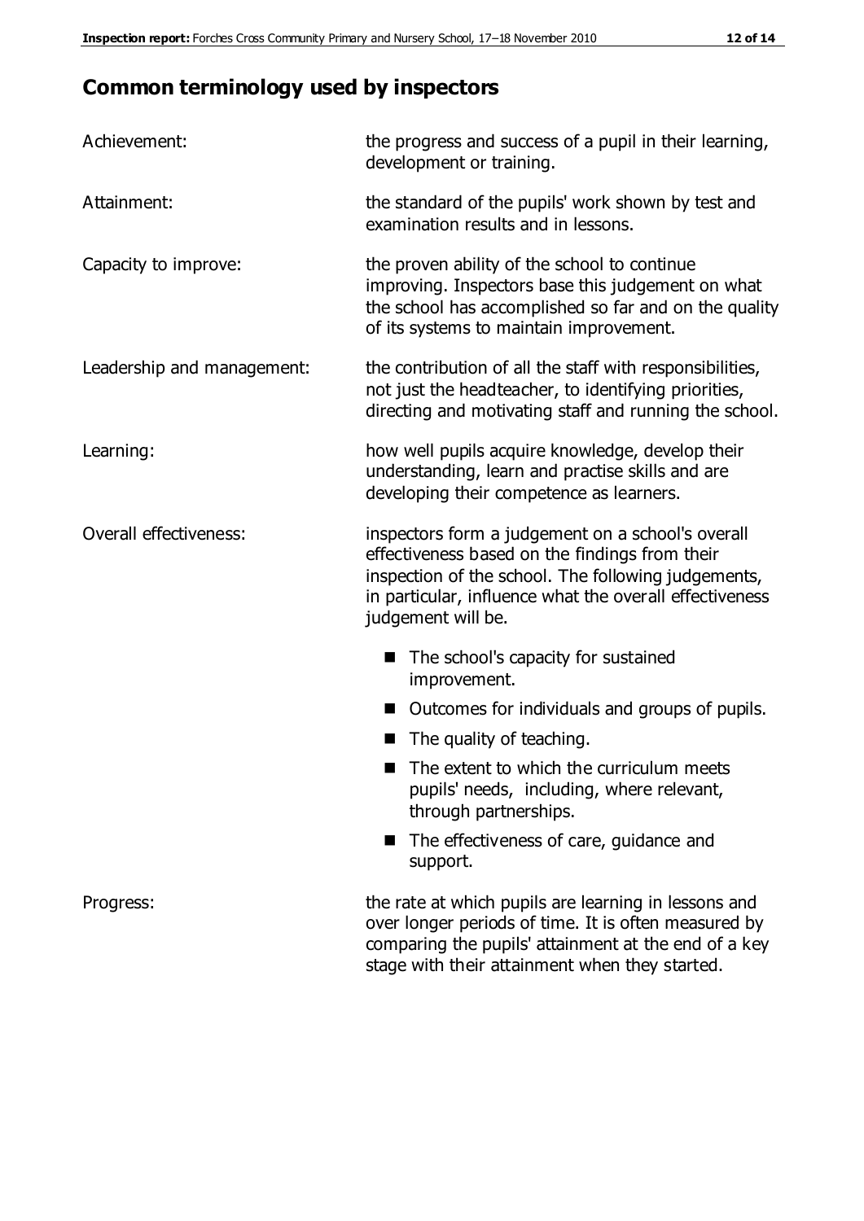## Common terminology used by inspectors

| | |
|---|---|
| Achievement: | the progress and success of a pupil in their learning, development or training. |
| Attainment: | the standard of the pupils' work shown by test and examination results and in lessons. |
| Capacity to improve: | the proven ability of the school to continue improving. Inspectors base this judgement on what the school has accomplished so far and on the quality of its systems to maintain improvement. |
| Leadership and management: | the contribution of all the staff with responsibilities, not just the headteacher, to identifying priorities, directing and motivating staff and running the school. |
| Learning: | how well pupils acquire knowledge, develop their understanding, learn and practise skills and are developing their competence as learners. |
| Overall effectiveness: | inspectors form a judgement on a school's overall effectiveness based on the findings from their inspection of the school. The following judgements, in particular, influence what the overall effectiveness judgement will be. <br>■ The school's capacity for sustained improvement.<br>■ Outcomes for individuals and groups of pupils.<br>■ The quality of teaching.<br>■ The extent to which the curriculum meets pupils' needs, including, where relevant, through partnerships.<br>■ The effectiveness of care, guidance and support. |
| Progress: | the rate at which pupils are learning in lessons and over longer periods of time. It is often measured by comparing the pupils' attainment at the end of a key stage with their attainment when they started. |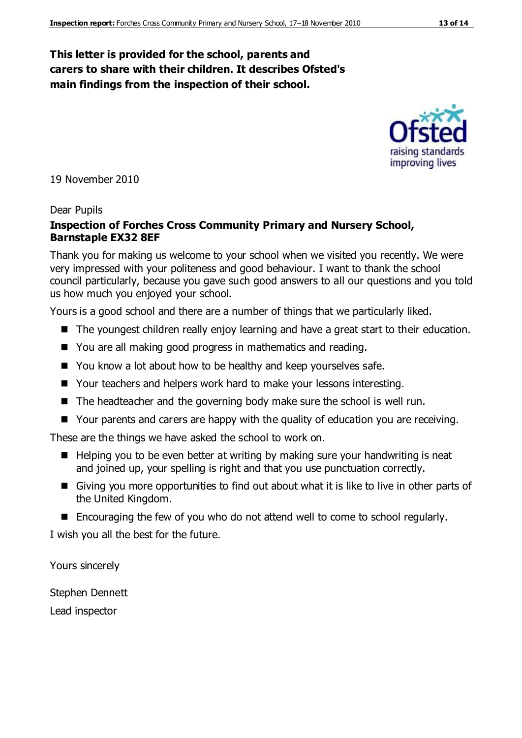**This letter is provided for the school, parents and carers to share with their children. It describes Ofsted's main findings from the inspection of their school.**

19 November 2010

Dear Pupils

**Inspection of Forches Cross Community Primary and Nursery School, Barnstaple EX32 8EF**

Thank you for making us welcome to your school when we visited you recently. We were very impressed with your politeness and good behaviour. I want to thank the school council particularly, because you gave such good answers to all our questions and you told us how much you enjoyed your school.

Yours is a good school and there are a number of things that we particularly liked.

- The youngest children really enjoy learning and have a great start to their education.
- You are all making good progress in mathematics and reading.
- You know a lot about how to be healthy and keep yourselves safe.
- Your teachers and helpers work hard to make your lessons interesting.
- The headteacher and the governing body make sure the school is well run.
- Your parents and carers are happy with the quality of education you are receiving.

These are the things we have asked the school to work on.

- Helping you to be even better at writing by making sure your handwriting is neat and joined up, your spelling is right and that you use punctuation correctly.
- Giving you more opportunities to find out about what it is like to live in other parts of the United Kingdom.
- Encouraging the few of you who do not attend well to come to school regularly.

I wish you all the best for the future.

Yours sincerely

Stephen Dennett

Lead inspector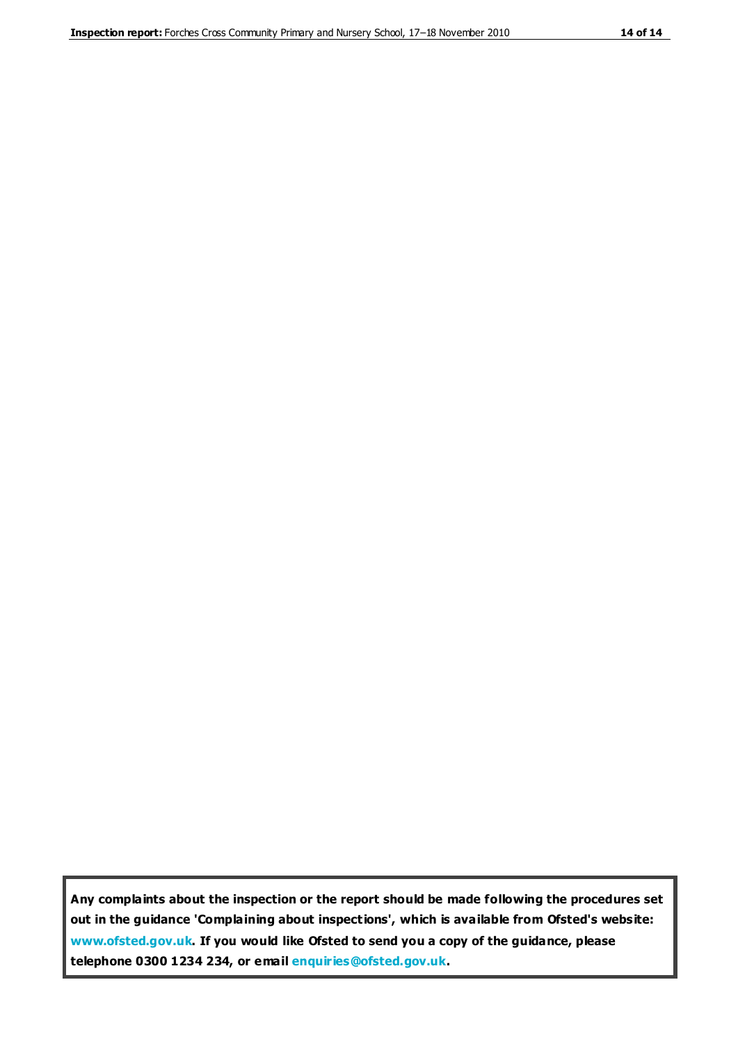**Any complaints about the inspection or the report should be made following the procedures set out in the guidance 'Complaining about inspections', which is available from Ofsted's website: www.ofsted.gov.uk. If you would like Ofsted to send you a copy of the guidance, please telephone 0300 1234 234, or email enquiries@ofsted.gov.uk.**